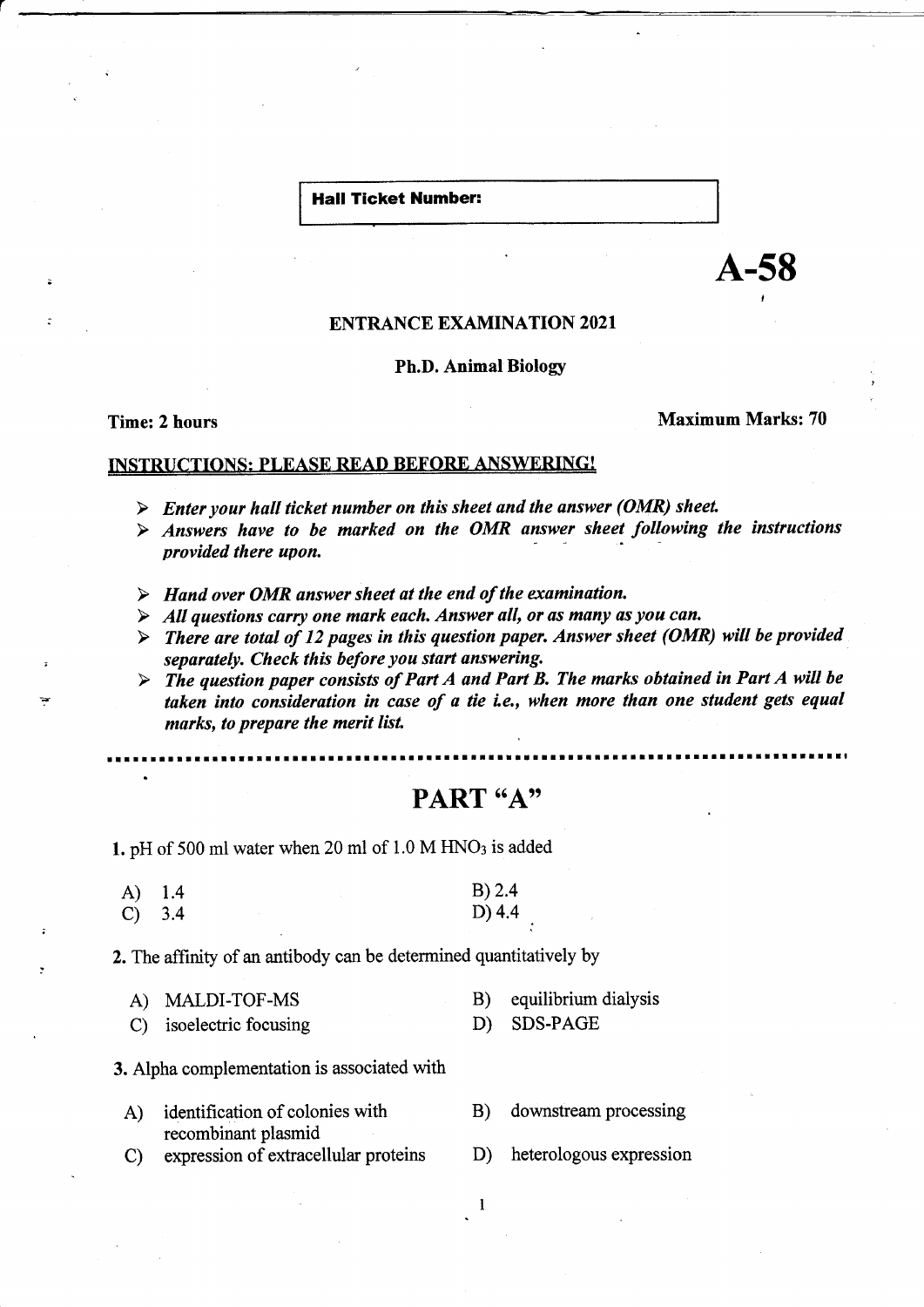**Hall Ticket Number:**

# A-58

**ENTRANCE EXAMINATION 2021**

**Ph.D. Animal Biology**

**Time: 2 hours** **Maximum Marks: 70**

**INSTRUCTIONS: PLEASE READ BEFORE ANSWERING!**

- ***Enter your hall ticket number on this sheet and the answer (OMR) sheet.***
- ***Answers have to be marked on the OMR answer sheet following the instructions provided there upon.***
- ***Hand over OMR answer sheet at the end of the examination.***
- ***All questions carry one mark each. Answer all, or as many as you can.***
- ***There are total of 12 pages in this question paper. Answer sheet (OMR) will be provided separately. Check this before you start answering.***
- ***The question paper consists of Part A and Part B. The marks obtained in Part A will be taken into consideration in case of a tie i.e., when more than one student gets equal marks, to prepare the merit list.***

## PART "A"

**1.** pH of 500 ml water when 20 ml of 1.0 M $HNO_3$ is added

A) 1.4  
B) 2.4  
C) 3.4  
D) 4.4

**2.** The affinity of an antibody can be determined quantitatively by

A) MALDI-TOF-MS  
B) equilibrium dialysis  
C) isoelectric focusing  
D) SDS-PAGE

**3.** Alpha complementation is associated with

A) identification of colonies with recombinant plasmid  
B) downstream processing  
C) expression of extracellular proteins  
D) heterologous expression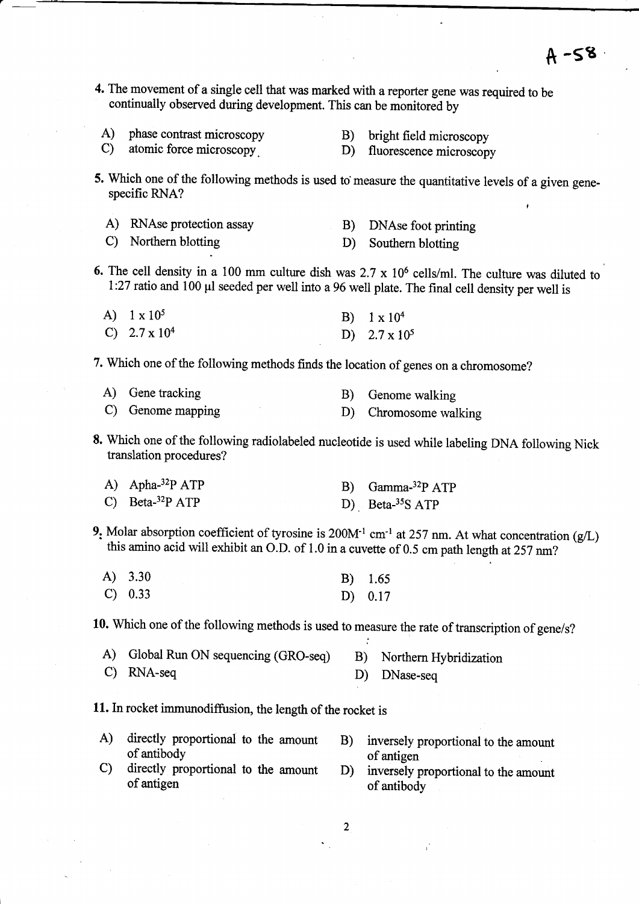4. The movement of a single cell that was marked with a reporter gene was required to be continually observed during development. This can be monitored by

A) phase contrast microscopy
B) bright field microscopy
C) atomic force microscopy
D) fluorescence microscopy

5. Which one of the following methods is used to measure the quantitative levels of a given gene-specific RNA?

A) RNAse protection assay
B) DNAse foot printing
C) Northern blotting
D) Southern blotting

6. The cell density in a 100 mm culture dish was $2.7 \times 10^6$ cells/ml. The culture was diluted to 1:27 ratio and 100 μl seeded per well into a 96 well plate. The final cell density per well is

A) $1 \times 10^5$
B) $1 \times 10^4$
C) $2.7 \times 10^4$
D) $2.7 \times 10^5$

7. Which one of the following methods finds the location of genes on a chromosome?

A) Gene tracking
B) Genome walking
C) Genome mapping
D) Chromosome walking

8. Which one of the following radiolabeled nucleotide is used while labeling DNA following Nick translation procedures?

A) Apha-$^{32}$P ATP
B) Gamma-$^{32}$P ATP
C) Beta-$^{32}$P ATP
D) Beta-$^{35}$S ATP

9. Molar absorption coefficient of tyrosine is 200$M^{-1}$ $cm^{-1}$ at 257 nm. At what concentration (g/L) this amino acid will exhibit an O.D. of 1.0 in a cuvette of 0.5 cm path length at 257 nm?

A) 3.30
B) 1.65
C) 0.33
D) 0.17

10. Which one of the following methods is used to measure the rate of transcription of gene/s?

A) Global Run ON sequencing (GRO-seq)
B) Northern Hybridization
C) RNA-seq
D) DNase-seq

11. In rocket immunodiffusion, the length of the rocket is

A) directly proportional to the amount of antibody
B) inversely proportional to the amount of antigen
C) directly proportional to the amount of antigen
D) inversely proportional to the amount of antibody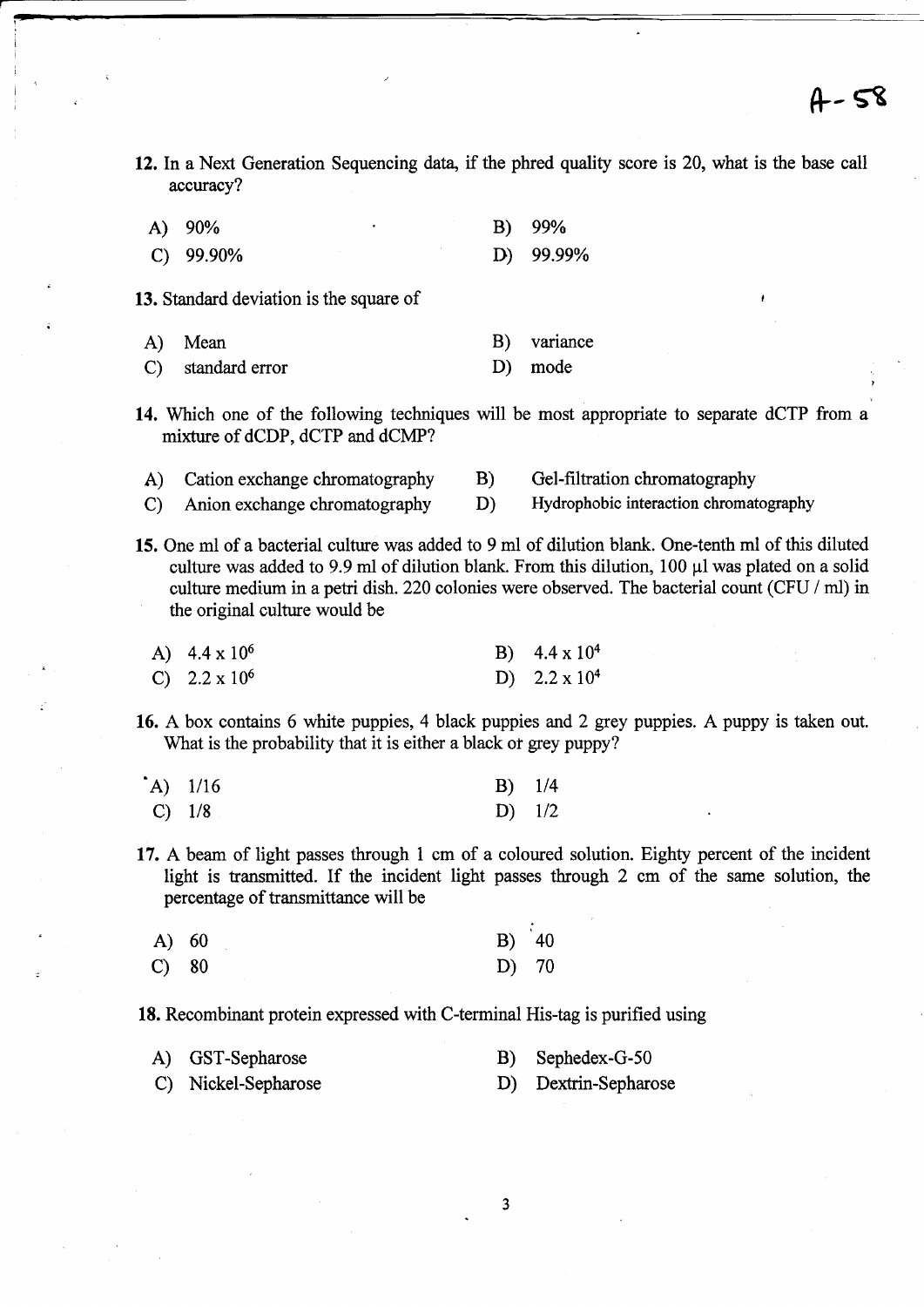A-58

12. In a Next Generation Sequencing data, if the phred quality score is 20, what is the base call accuracy?

A) 90%
B) 99%
C) 99.90%
D) 99.99%

13. Standard deviation is the square of

A) Mean
B) variance
C) standard error
D) mode

14. Which one of the following techniques will be most appropriate to separate dCTP from a mixture of dCDP, dCTP and dCMP?

A) Cation exchange chromatography
B) Gel-filtration chromatography
C) Anion exchange chromatography
D) Hydrophobic interaction chromatography

15. One ml of a bacterial culture was added to 9 ml of dilution blank. One-tenth ml of this diluted culture was added to 9.9 ml of dilution blank. From this dilution, 100 µl was plated on a solid culture medium in a petri dish. 220 colonies were observed. The bacterial count (CFU / ml) in the original culture would be

A) $4.4 \times 10^6$
B) $4.4 \times 10^4$
C) $2.2 \times 10^6$
D) $2.2 \times 10^4$

16. A box contains 6 white puppies, 4 black puppies and 2 grey puppies. A puppy is taken out. What is the probability that it is either a black or grey puppy?

A) 1/16
B) 1/4
C) 1/8
D) 1/2

17. A beam of light passes through 1 cm of a coloured solution. Eighty percent of the incident light is transmitted. If the incident light passes through 2 cm of the same solution, the percentage of transmittance will be

A) 60
B) 40
C) 80
D) 70

18. Recombinant protein expressed with C-terminal His-tag is purified using

A) GST-Sepharose
B) Sephedex-G-50
C) Nickel-Sepharose
D) Dextrin-Sepharose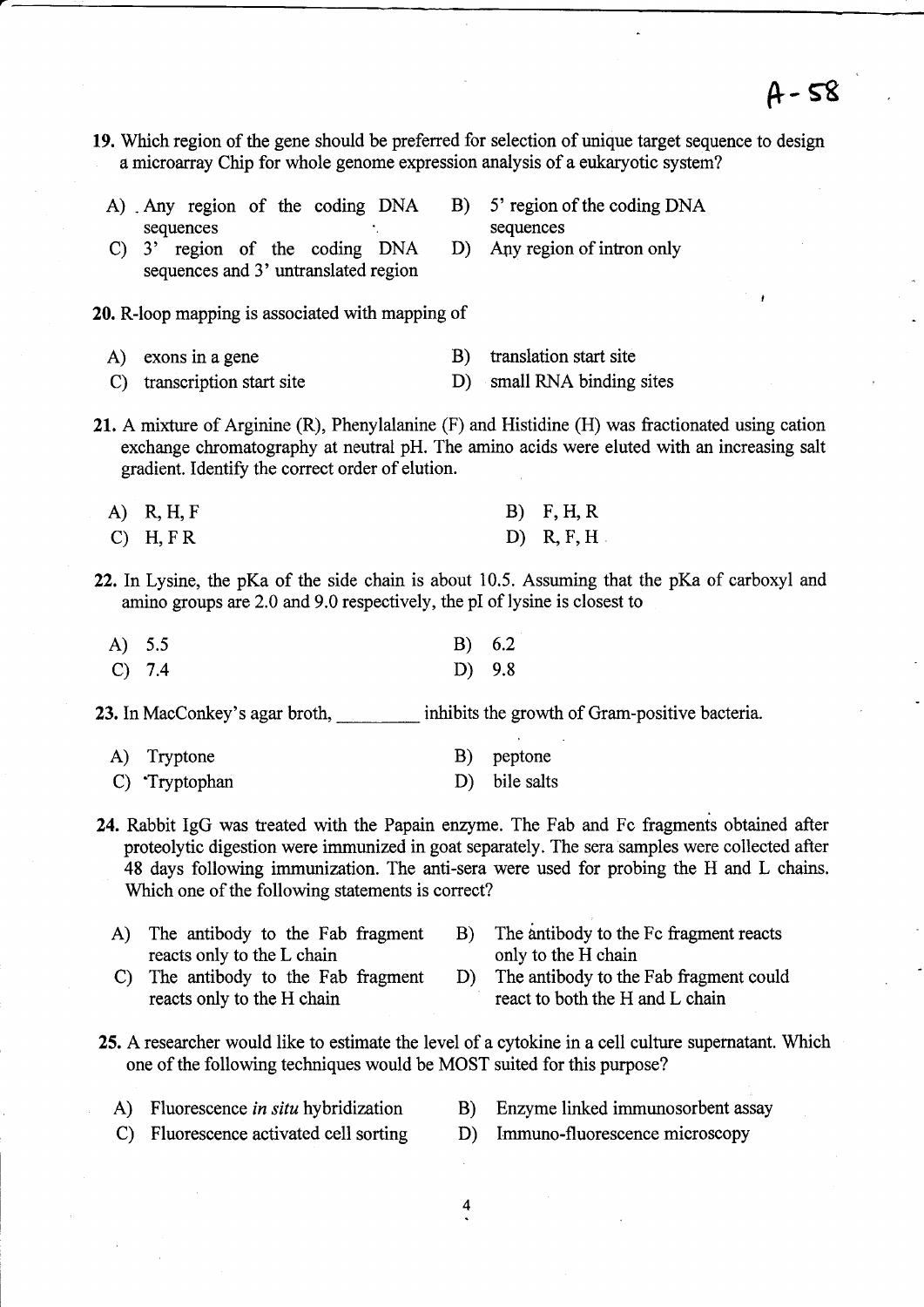A-58

19. Which region of the gene should be preferred for selection of unique target sequence to design a microarray Chip for whole genome expression analysis of a eukaryotic system?

A) Any region of the coding DNA sequences
B) 5' region of the coding DNA sequences
C) 3' region of the coding DNA sequences and 3' untranslated region
D) Any region of intron only

20. R-loop mapping is associated with mapping of

A) exons in a gene
B) translation start site
C) transcription start site
D) small RNA binding sites

21. A mixture of Arginine (R), Phenylalanine (F) and Histidine (H) was fractionated using cation exchange chromatography at neutral pH. The amino acids were eluted with an increasing salt gradient. Identify the correct order of elution.

A) R, H, F
B) F, H, R
C) H, F R
D) R, F, H

22. In Lysine, the pKa of the side chain is about 10.5. Assuming that the pKa of carboxyl and amino groups are 2.0 and 9.0 respectively, the pI of lysine is closest to

A) 5.5
B) 6.2
C) 7.4
D) 9.8

23. In MacConkey's agar broth, _________ inhibits the growth of Gram-positive bacteria.

A) Tryptone
B) peptone
C) Tryptophan
D) bile salts

24. Rabbit IgG was treated with the Papain enzyme. The Fab and Fc fragments obtained after proteolytic digestion were immunized in goat separately. The sera samples were collected after 48 days following immunization. The anti-sera were used for probing the H and L chains. Which one of the following statements is correct?

A) The antibody to the Fab fragment reacts only to the L chain
B) The antibody to the Fc fragment reacts only to the H chain
C) The antibody to the Fab fragment reacts only to the H chain
D) The antibody to the Fab fragment could react to both the H and L chain

25. A researcher would like to estimate the level of a cytokine in a cell culture supernatant. Which one of the following techniques would be MOST suited for this purpose?

A) Fluorescence *in situ* hybridization
B) Enzyme linked immunosorbent assay
C) Fluorescence activated cell sorting
D) Immuno-fluorescence microscopy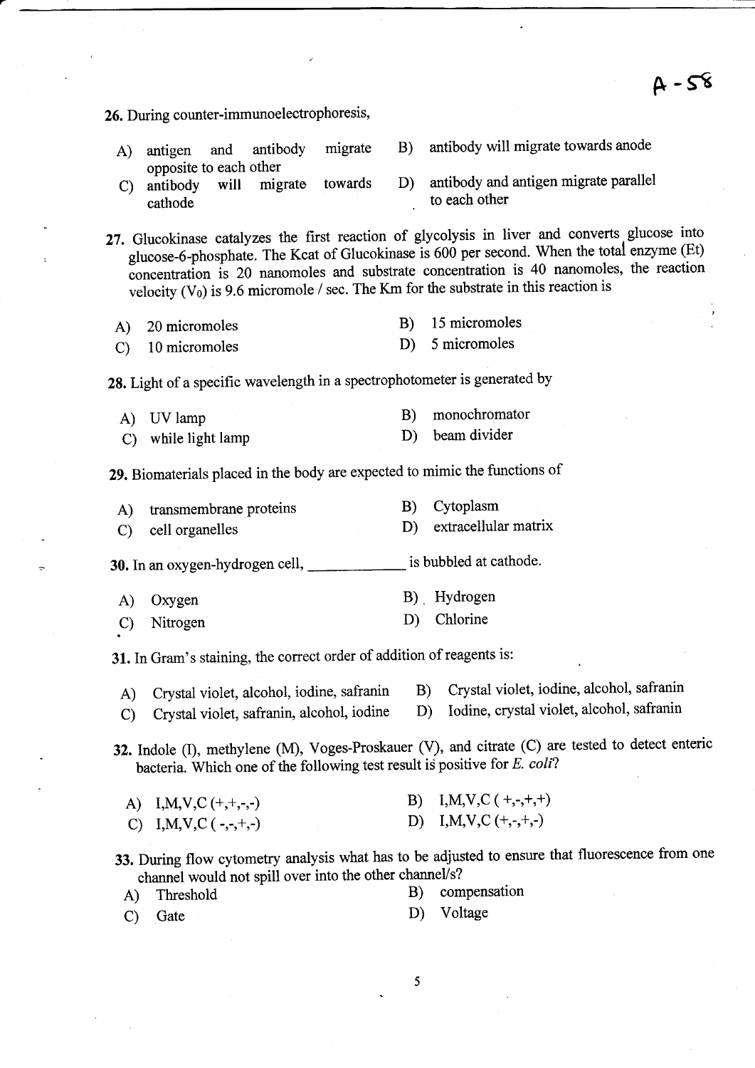26. During counter-immunoelectrophoresis,

A) antigen and antibody migrate opposite to each other
B) antibody will migrate towards anode
C) antibody will migrate towards cathode
D) antibody and antigen migrate parallel to each other

27. Glucokinase catalyzes the first reaction of glycolysis in liver and converts glucose into glucose-6-phosphate. The Kcat of Glucokinase is 600 per second. When the total enzyme (Et) concentration is 20 nanomoles and substrate concentration is 40 nanomoles, the reaction velocity ($V_0$) is 9.6 micromole / sec. The Km for the substrate in this reaction is

A) 20 micromoles
B) 15 micromoles
C) 10 micromoles
D) 5 micromoles

28. Light of a specific wavelength in a spectrophotometer is generated by

A) UV lamp
B) monochromator
C) while light lamp
D) beam divider

29. Biomaterials placed in the body are expected to mimic the functions of

A) transmembrane proteins
B) Cytoplasm
C) cell organelles
D) extracellular matrix

30. In an oxygen-hydrogen cell, ____________ is bubbled at cathode.

A) Oxygen
B) Hydrogen
C) Nitrogen
D) Chlorine

31. In Gram's staining, the correct order of addition of reagents is:

A) Crystal violet, alcohol, iodine, safranin
B) Crystal violet, iodine, alcohol, safranin
C) Crystal violet, safranin, alcohol, iodine
D) Iodine, crystal violet, alcohol, safranin

32. Indole (I), methylene (M), Voges-Proskauer (V), and citrate (C) are tested to detect enteric bacteria. Which one of the following test result is positive for *E. coli*?

A) I,M,V,C (+,+,-,-)
B) I,M,V,C ( +,-,+,+)
C) I,M,V,C ( -,-,+,-)
D) I,M,V,C (+,-,+,-)

33. During flow cytometry analysis what has to be adjusted to ensure that fluorescence from one channel would not spill over into the other channel/s?

A) Threshold
B) compensation
C) Gate
D) Voltage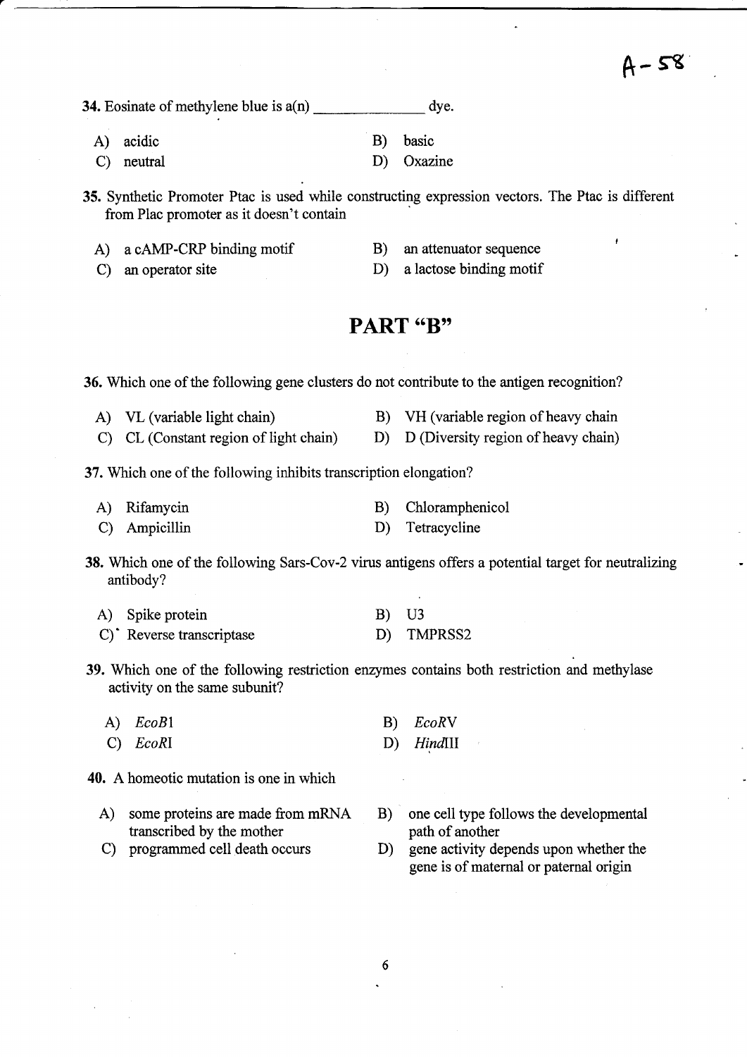34. Eosinate of methylene blue is a(n) _______________ dye.

A) acidic
B) basic
C) neutral
D) Oxazine

35. Synthetic Promoter Ptac is used while constructing expression vectors. The Ptac is different from Plac promoter as it doesn't contain

A) a cAMP-CRP binding motif
B) an attenuator sequence
C) an operator site
D) a lactose binding motif

## PART "B"

36. Which one of the following gene clusters do not contribute to the antigen recognition?

A) VL (variable light chain)
B) VH (variable region of heavy chain
C) CL (Constant region of light chain)
D) D (Diversity region of heavy chain)

37. Which one of the following inhibits transcription elongation?

A) Rifamycin
B) Chloramphenicol
C) Ampicillin
D) Tetracycline

38. Which one of the following Sars-Cov-2 virus antigens offers a potential target for neutralizing antibody?

A) Spike protein
B) U3
C) Reverse transcriptase
D) TMPRSS2

39. Which one of the following restriction enzymes contains both restriction and methylase activity on the same subunit?

A) *EcoB*1
B) *EcoR*V
C) *EcoR*I
D) *Hind*III

40. A homeotic mutation is one in which

A) some proteins are made from mRNA transcribed by the mother
B) one cell type follows the developmental path of another
C) programmed cell death occurs
D) gene activity depends upon whether the gene is of maternal or paternal origin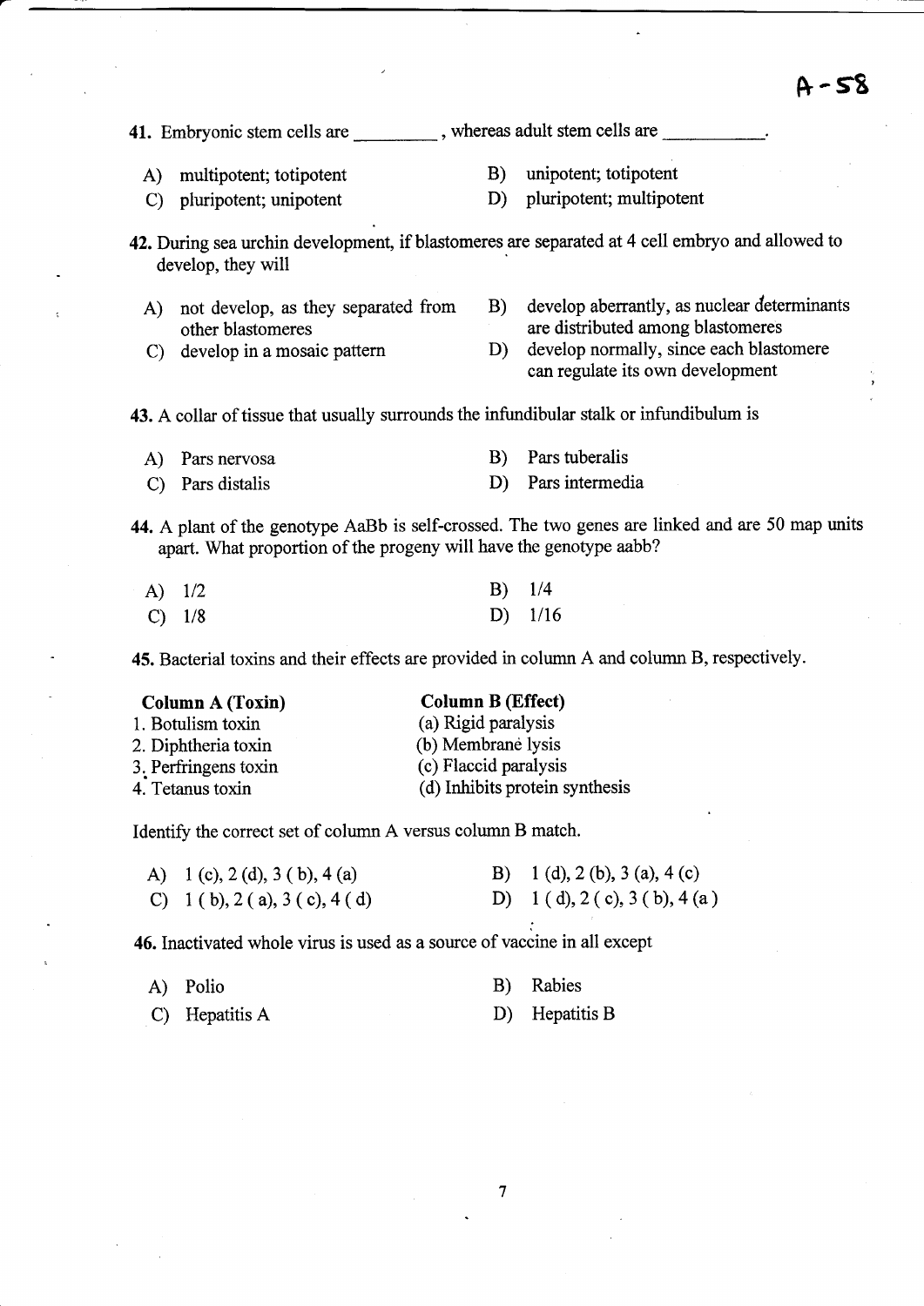A-58

41. Embryonic stem cells are _________, whereas adult stem cells are __________.

A) multipotent; totipotent

B) unipotent; totipotent

C) pluripotent; unipotent

D) pluripotent; multipotent

42. During sea urchin development, if blastomeres are separated at 4 cell embryo and allowed to develop, they will

A) not develop, as they separated from other blastomeres

B) develop aberrantly, as nuclear determinants are distributed among blastomeres

C) develop in a mosaic pattern

D) develop normally, since each blastomere can regulate its own development

43. A collar of tissue that usually surrounds the infundibular stalk or infundibulum is

A) Pars nervosa

B) Pars tuberalis

C) Pars distalis

D) Pars intermedia

44. A plant of the genotype AaBb is self-crossed. The two genes are linked and are 50 map units apart. What proportion of the progeny will have the genotype aabb?

A) 1/2

B) 1/4

C) 1/8

D) 1/16

45. Bacterial toxins and their effects are provided in column A and column B, respectively.

| Column A (Toxin) | Column B (Effect) |
|---|---|
| 1. Botulism toxin | (a) Rigid paralysis |
| 2. Diphtheria toxin | (b) Membrane lysis |
| 3. Perfringens toxin | (c) Flaccid paralysis |
| 4. Tetanus toxin | (d) Inhibits protein synthesis |

Identify the correct set of column A versus column B match.

A) 1 (c), 2 (d), 3 (b), 4 (a)

B) 1 (d), 2 (b), 3 (a), 4 (c)

C) 1 (b), 2 (a), 3 (c), 4 (d)

D) 1 (d), 2 (c), 3 (b), 4 (a)

46. Inactivated whole virus is used as a source of vaccine in all except

A) Polio

B) Rabies

C) Hepatitis A

D) Hepatitis B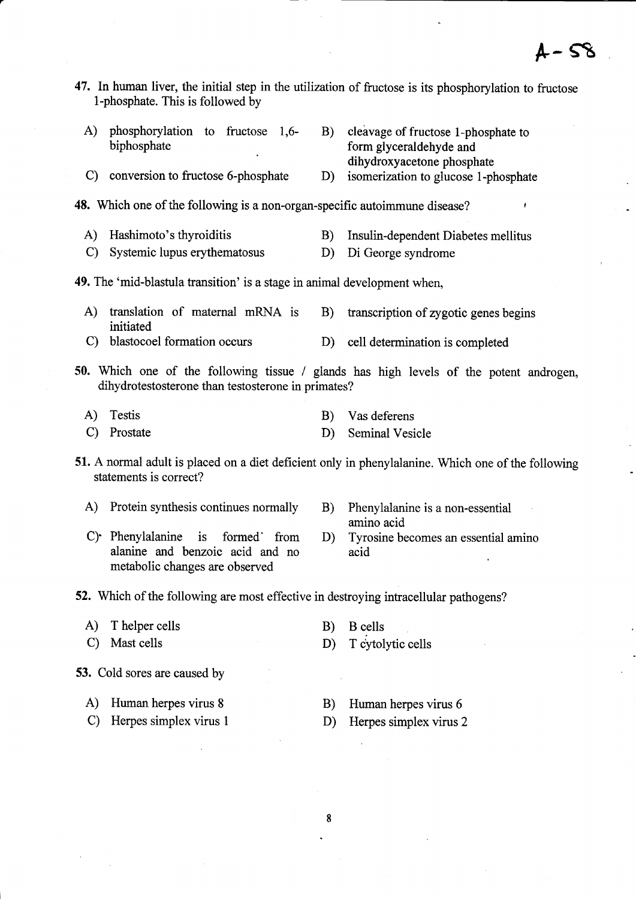A-58

47. In human liver, the initial step in the utilization of fructose is its phosphorylation to fructose 1-phosphate. This is followed by

A) phosphorylation to fructose 1,6-biphosphate
B) cleavage of fructose 1-phosphate to form glyceraldehyde and dihydroxyacetone phosphate
C) conversion to fructose 6-phosphate
D) isomerization to glucose 1-phosphate

48. Which one of the following is a non-organ-specific autoimmune disease?

A) Hashimoto's thyroiditis
B) Insulin-dependent Diabetes mellitus
C) Systemic lupus erythematosus
D) Di George syndrome

49. The 'mid-blastula transition' is a stage in animal development when,

A) translation of maternal mRNA is initiated
B) transcription of zygotic genes begins
C) blastocoel formation occurs
D) cell determination is completed

50. Which one of the following tissue / glands has high levels of the potent androgen, dihydrotestosterone than testosterone in primates?

A) Testis
B) Vas deferens
C) Prostate
D) Seminal Vesicle

51. A normal adult is placed on a diet deficient only in phenylalanine. Which one of the following statements is correct?

A) Protein synthesis continues normally
B) Phenylalanine is a non-essential amino acid
C) Phenylalanine is formed from alanine and benzoic acid and no metabolic changes are observed
D) Tyrosine becomes an essential amino acid

52. Which of the following are most effective in destroying intracellular pathogens?

A) T helper cells
B) B cells
C) Mast cells
D) T cytolytic cells

53. Cold sores are caused by

A) Human herpes virus 8
B) Human herpes virus 6
C) Herpes simplex virus 1
D) Herpes simplex virus 2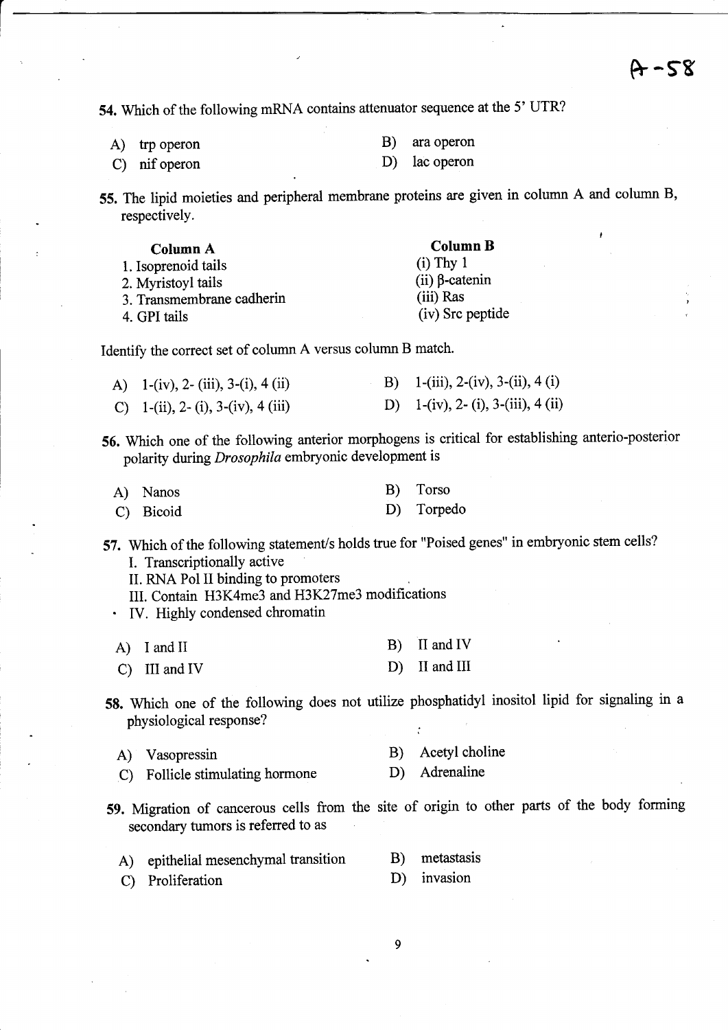A-58

54. Which of the following mRNA contains attenuator sequence at the 5' UTR?

A) trp operon  
B) ara operon  
C) nif operon  
D) lac operon

55. The lipid moieties and peripheral membrane proteins are given in column A and column B, respectively.

| Column A | Column B |
|---|---|
| 1. Isoprenoid tails | (i) Thy 1 |
| 2. Myristoyl tails | (ii) β-catenin |
| 3. Transmembrane cadherin | (iii) Ras |
| 4. GPI tails | (iv) Src peptide |

Identify the correct set of column A versus column B match.

A) 1-(iv), 2- (iii), 3-(i), 4 (ii)  
B) 1-(iii), 2-(iv), 3-(ii), 4 (i)  
C) 1-(ii), 2- (i), 3-(iv), 4 (iii)  
D) 1-(iv), 2- (i), 3-(iii), 4 (ii)

56. Which one of the following anterior morphogens is critical for establishing anterio-posterior polarity during *Drosophila* embryonic development is

A) Nanos  
B) Torso  
C) Bicoid  
D) Torpedo

57. Which of the following statement/s holds true for "Poised genes" in embryonic stem cells?

I. Transcriptionally active  
II. RNA Pol II binding to promoters  
III. Contain H3K4me3 and H3K27me3 modifications  
IV. Highly condensed chromatin

A) I and II  
B) II and IV  
C) III and IV  
D) II and III

58. Which one of the following does not utilize phosphatidyl inositol lipid for signaling in a physiological response?

A) Vasopressin  
B) Acetyl choline  
C) Follicle stimulating hormone  
D) Adrenaline

59. Migration of cancerous cells from the site of origin to other parts of the body forming secondary tumors is referred to as

A) epithelial mesenchymal transition  
B) metastasis  
C) Proliferation  
D) invasion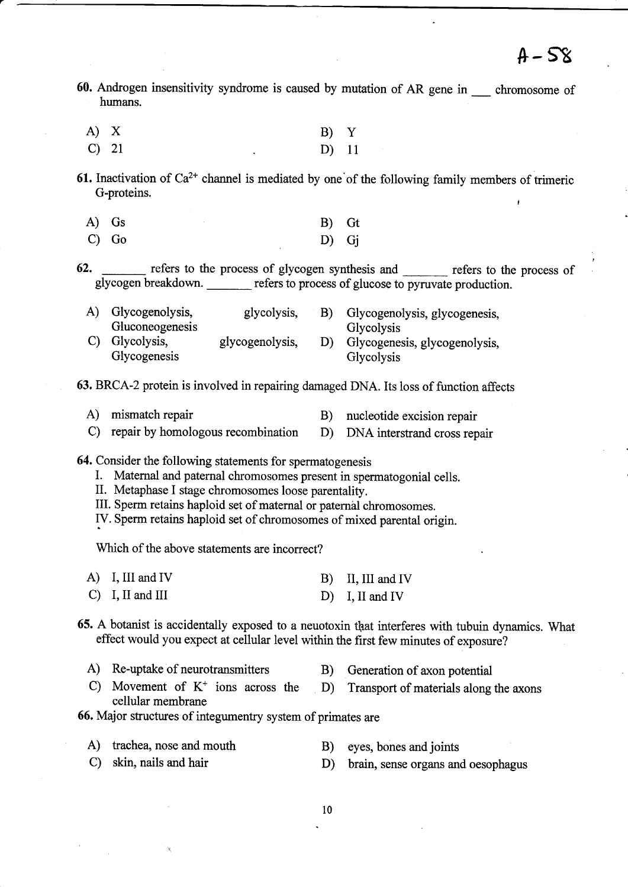60. Androgen insensitivity syndrome is caused by mutation of AR gene in ___ chromosome of humans.

A) X  
B) Y  
C) 21  
D) 11

61. Inactivation of $Ca^{2+}$ channel is mediated by one of the following family members of trimeric G-proteins.

A) Gs  
B) Gt  
C) Go  
D) Gj

62. _______ refers to the process of glycogen synthesis and _______ refers to the process of glycogen breakdown. _______ refers to process of glucose to pyruvate production.

A) Glycogenolysis, glycolysis, Gluconeogenesis  
B) Glycogenolysis, glycogenesis, Glycolysis  
C) Glycolysis, glycogenolysis, Glycogenesis  
D) Glycogenesis, glycogenolysis, Glycolysis

63. BRCA-2 protein is involved in repairing damaged DNA. Its loss of function affects

A) mismatch repair  
B) nucleotide excision repair  
C) repair by homologous recombination  
D) DNA interstrand cross repair

64. Consider the following statements for spermatogenesis

I. Maternal and paternal chromosomes present in spermatogonial cells.  
II. Metaphase I stage chromosomes loose parentality.  
III. Sperm retains haploid set of maternal or paternal chromosomes.  
IV. Sperm retains haploid set of chromosomes of mixed parental origin.

Which of the above statements are incorrect?

A) I, III and IV  
B) II, III and IV  
C) I, II and III  
D) I, II and IV

65. A botanist is accidentally exposed to a neuotoxin that interferes with tubuin dynamics. What effect would you expect at cellular level within the first few minutes of exposure?

A) Re-uptake of neurotransmitters  
B) Generation of axon potential  
C) Movement of $K^{+}$ ions across the cellular membrane  
D) Transport of materials along the axons

66. Major structures of integumentry system of primates are

A) trachea, nose and mouth  
B) eyes, bones and joints  
C) skin, nails and hair  
D) brain, sense organs and oesophagus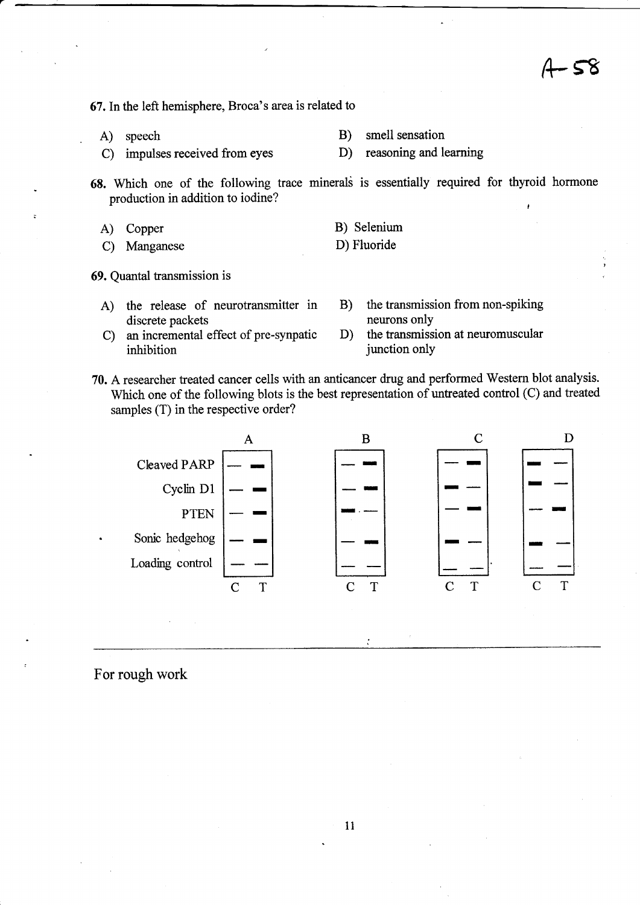67. In the left hemisphere, Broca's area is related to

A) speech
B) smell sensation
C) impulses received from eyes
D) reasoning and learning

68. Which one of the following trace minerals is essentially required for thyroid hormone production in addition to iodine?

A) Copper
B) Selenium
C) Manganese
D) Fluoride

69. Quantal transmission is

A) the release of neurotransmitter in discrete packets
B) the transmission from non-spiking neurons only
C) an incremental effect of pre-synaptic inhibition
D) the transmission at neuromuscular junction only

70. A researcher treated cancer cells with an anticancer drug and performed Western blot analysis. Which one of the following blots is the best representation of untreated control (C) and treated samples (T) in the respective order?

| | A (C) | A (T) | B (C) | B (T) | C (C) | C (T) | D (C) | D (T) |
|---|---|---|---|---|---|---|---|---|
| Cleaved PARP | — | ▬ | — | ▬ | — | ▬ | ▬ | — |
| Cyclin D1 | — | ▬ | — | ▬ | ▬ | — | ▬ | — |
| PTEN | — | ▬ | ▬ | — | — | ▬ | — | ▬ |
| Sonic hedgehog | — | ▬ | — | ▬ | ▬ | — | ▬ | — |
| Loading control | — | — | — | — | — | — | — | — |

For rough work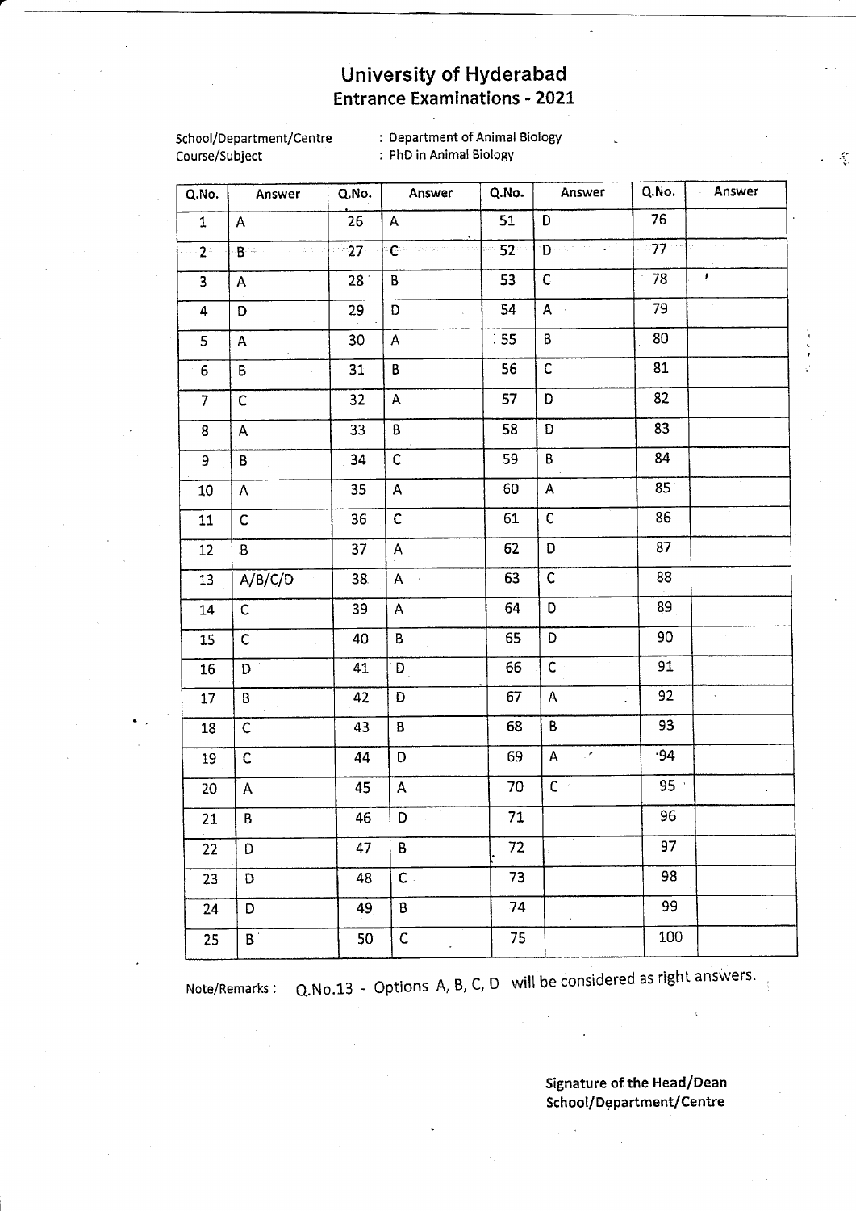# University of Hyderabad
## Entrance Examinations - 2021

School/Department/Centre : Department of Animal Biology
Course/Subject : PhD in Animal Biology

| Q.No. | Answer | Q.No. | Answer | Q.No. | Answer | Q.No. | Answer |
|---|---|---|---|---|---|---|---|
| 1 | A | 26 | A | 51 | D | 76 | |
| 2 | B | 27 | C | 52 | D | 77 | |
| 3 | A | 28 | B | 53 | C | 78 | |
| 4 | D | 29 | D | 54 | A | 79 | |
| 5 | A | 30 | A | 55 | B | 80 | |
| 6 | B | 31 | B | 56 | C | 81 | |
| 7 | C | 32 | A | 57 | D | 82 | |
| 8 | A | 33 | B | 58 | D | 83 | |
| 9 | B | 34 | C | 59 | B | 84 | |
| 10 | A | 35 | A | 60 | A | 85 | |
| 11 | C | 36 | C | 61 | C | 86 | |
| 12 | B | 37 | A | 62 | D | 87 | |
| 13 | A/B/C/D | 38 | A | 63 | C | 88 | |
| 14 | C | 39 | A | 64 | D | 89 | |
| 15 | C | 40 | B | 65 | D | 90 | |
| 16 | D | 41 | D | 66 | C | 91 | |
| 17 | B | 42 | D | 67 | A | 92 | |
| 18 | C | 43 | B | 68 | B | 93 | |
| 19 | C | 44 | D | 69 | A | 94 | |
| 20 | A | 45 | A | 70 | C | 95 | |
| 21 | B | 46 | D | 71 | | 96 | |
| 22 | D | 47 | B | 72 | | 97 | |
| 23 | D | 48 | C | 73 | | 98 | |
| 24 | D | 49 | B | 74 | | 99 | |
| 25 | B | 50 | C | 75 | | 100 | |

Note/Remarks : Q.No.13 - Options A, B, C, D will be considered as right answers.

**Signature of the Head/Dean**
**School/Department/Centre**